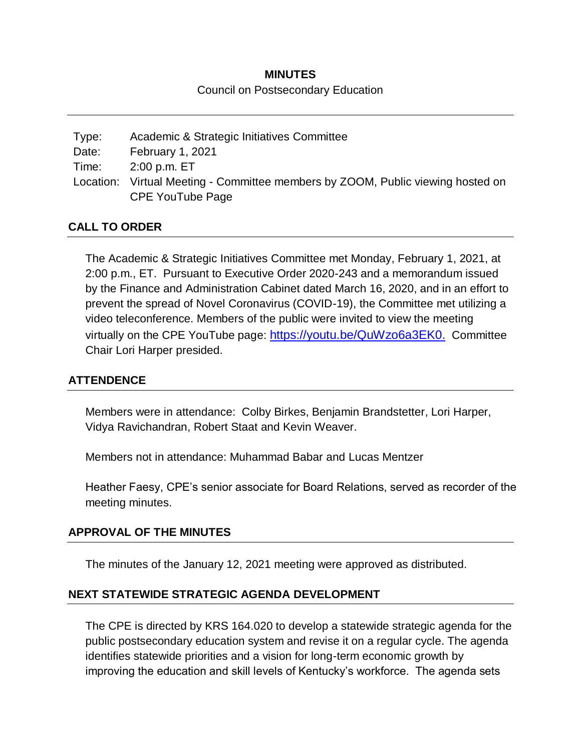# MINUTES

Council on Postsecondary Education

| | |
|---|---|
| Type: | Academic & Strategic Initiatives Committee |
| Date: | February 1, 2021 |
| Time: | 2:00 p.m. ET |
| Location: | Virtual Meeting - Committee members by ZOOM, Public viewing hosted on CPE YouTube Page |

## CALL TO ORDER

The Academic & Strategic Initiatives Committee met Monday, February 1, 2021, at 2:00 p.m., ET. Pursuant to Executive Order 2020-243 and a memorandum issued by the Finance and Administration Cabinet dated March 16, 2020, and in an effort to prevent the spread of Novel Coronavirus (COVID-19), the Committee met utilizing a video teleconference. Members of the public were invited to view the meeting virtually on the CPE YouTube page: https://youtu.be/QuWzo6a3EK0. Committee Chair Lori Harper presided.

## ATTENDENCE

Members were in attendance: Colby Birkes, Benjamin Brandstetter, Lori Harper, Vidya Ravichandran, Robert Staat and Kevin Weaver.

Members not in attendance: Muhammad Babar and Lucas Mentzer

Heather Faesy, CPE's senior associate for Board Relations, served as recorder of the meeting minutes.

## APPROVAL OF THE MINUTES

The minutes of the January 12, 2021 meeting were approved as distributed.

## NEXT STATEWIDE STRATEGIC AGENDA DEVELOPMENT

The CPE is directed by KRS 164.020 to develop a statewide strategic agenda for the public postsecondary education system and revise it on a regular cycle. The agenda identifies statewide priorities and a vision for long-term economic growth by improving the education and skill levels of Kentucky's workforce. The agenda sets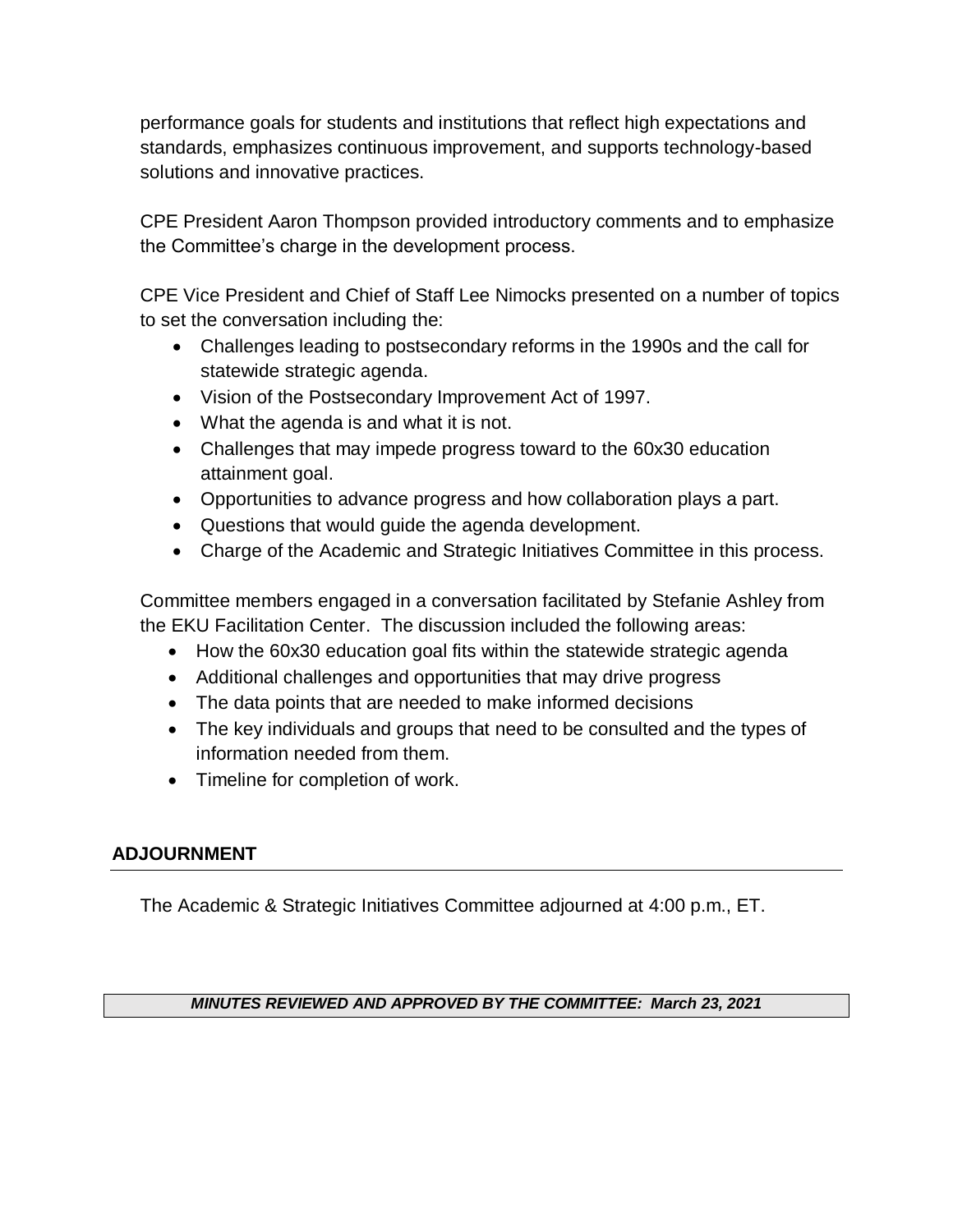performance goals for students and institutions that reflect high expectations and standards, emphasizes continuous improvement, and supports technology-based solutions and innovative practices.

CPE President Aaron Thompson provided introductory comments and to emphasize the Committee's charge in the development process.

CPE Vice President and Chief of Staff Lee Nimocks presented on a number of topics to set the conversation including the:

- Challenges leading to postsecondary reforms in the 1990s and the call for statewide strategic agenda.
- Vision of the Postsecondary Improvement Act of 1997.
- What the agenda is and what it is not.
- Challenges that may impede progress toward to the 60x30 education attainment goal.
- Opportunities to advance progress and how collaboration plays a part.
- Questions that would guide the agenda development.
- Charge of the Academic and Strategic Initiatives Committee in this process.

Committee members engaged in a conversation facilitated by Stefanie Ashley from the EKU Facilitation Center. The discussion included the following areas:

- How the 60x30 education goal fits within the statewide strategic agenda
- Additional challenges and opportunities that may drive progress
- The data points that are needed to make informed decisions
- The key individuals and groups that need to be consulted and the types of information needed from them.
- Timeline for completion of work.

## ADJOURNMENT

The Academic & Strategic Initiatives Committee adjourned at 4:00 p.m., ET.

***MINUTES REVIEWED AND APPROVED BY THE COMMITTEE: March 23, 2021***